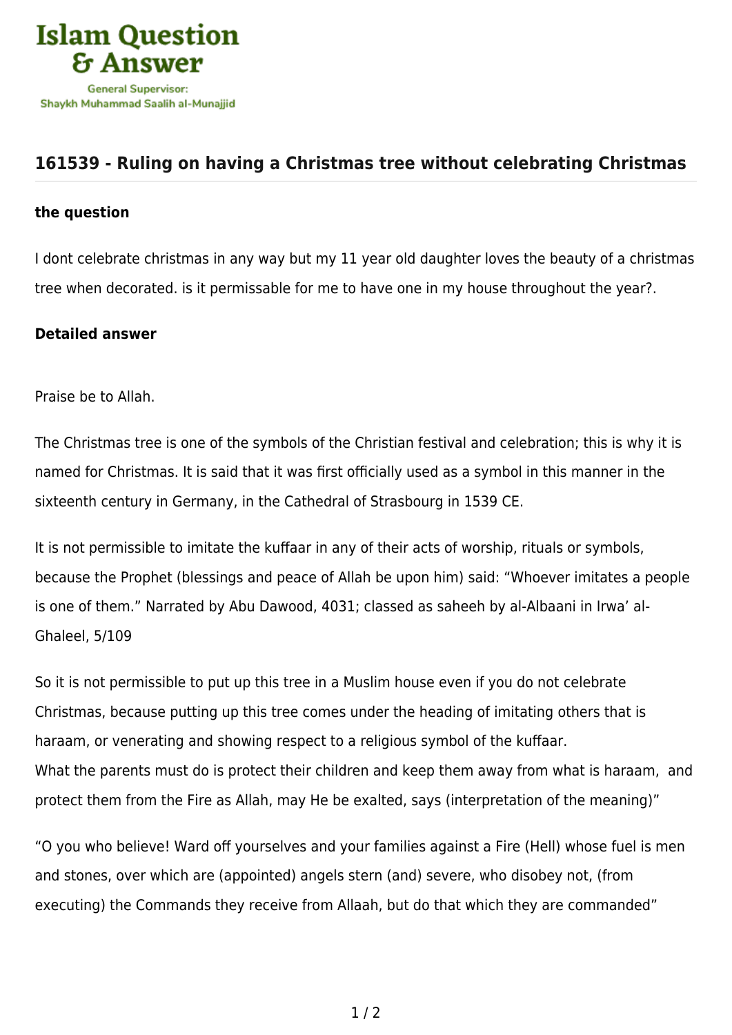## 161539 - Ruling on having a Christmas tree without celebrating Christmas

**the question**

I dont celebrate christmas in any way but my 11 year old daughter loves the beauty of a christmas tree when decorated. is it permissable for me to have one in my house throughout the year?.

**Detailed answer**

Praise be to Allah.

The Christmas tree is one of the symbols of the Christian festival and celebration; this is why it is named for Christmas. It is said that it was first officially used as a symbol in this manner in the sixteenth century in Germany, in the Cathedral of Strasbourg in 1539 CE.

It is not permissible to imitate the kuffaar in any of their acts of worship, rituals or symbols, because the Prophet (blessings and peace of Allah be upon him) said: "Whoever imitates a people is one of them." Narrated by Abu Dawood, 4031; classed as saheeh by al-Albaani in Irwa' al-Ghaleel, 5/109

So it is not permissible to put up this tree in a Muslim house even if you do not celebrate Christmas, because putting up this tree comes under the heading of imitating others that is haraam, or venerating and showing respect to a religious symbol of the kuffaar.
What the parents must do is protect their children and keep them away from what is haraam, and protect them from the Fire as Allah, may He be exalted, says (interpretation of the meaning)"

"O you who believe! Ward off yourselves and your families against a Fire (Hell) whose fuel is men and stones, over which are (appointed) angels stern (and) severe, who disobey not, (from executing) the Commands they receive from Allaah, but do that which they are commanded"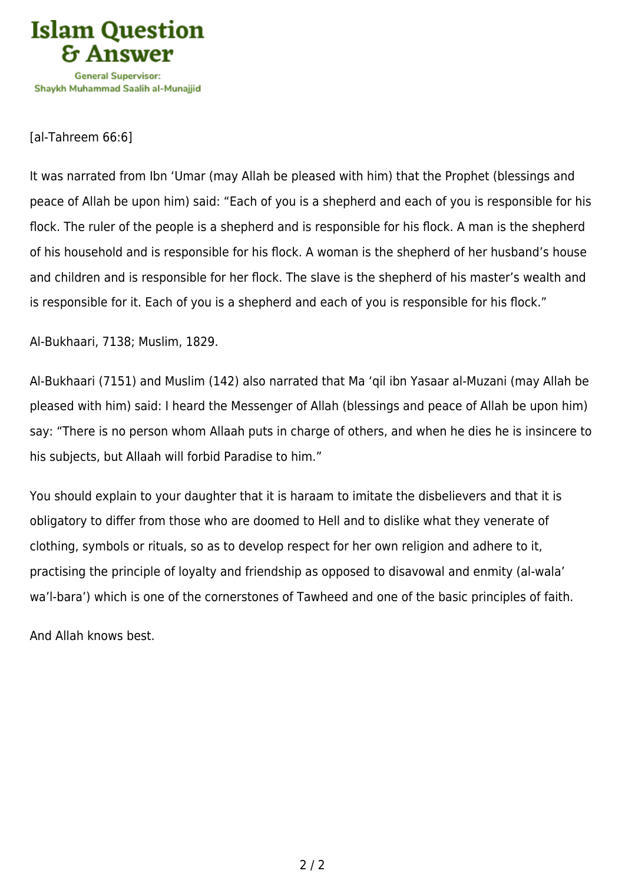[al-Tahreem 66:6]

It was narrated from Ibn ‘Umar (may Allah be pleased with him) that the Prophet (blessings and peace of Allah be upon him) said: “Each of you is a shepherd and each of you is responsible for his flock. The ruler of the people is a shepherd and is responsible for his flock. A man is the shepherd of his household and is responsible for his flock. A woman is the shepherd of her husband’s house and children and is responsible for her flock. The slave is the shepherd of his master’s wealth and is responsible for it. Each of you is a shepherd and each of you is responsible for his flock.”

Al-Bukhaari, 7138; Muslim, 1829.

Al-Bukhaari (7151) and Muslim (142) also narrated that Ma ‘qil ibn Yasaar al-Muzani (may Allah be pleased with him) said: I heard the Messenger of Allah (blessings and peace of Allah be upon him) say: “There is no person whom Allaah puts in charge of others, and when he dies he is insincere to his subjects, but Allaah will forbid Paradise to him.”

You should explain to your daughter that it is haraam to imitate the disbelievers and that it is obligatory to differ from those who are doomed to Hell and to dislike what they venerate of clothing, symbols or rituals, so as to develop respect for her own religion and adhere to it, practising the principle of loyalty and friendship as opposed to disavowal and enmity (al-wala’ wa’l-bara’) which is one of the cornerstones of Tawheed and one of the basic principles of faith.

And Allah knows best.